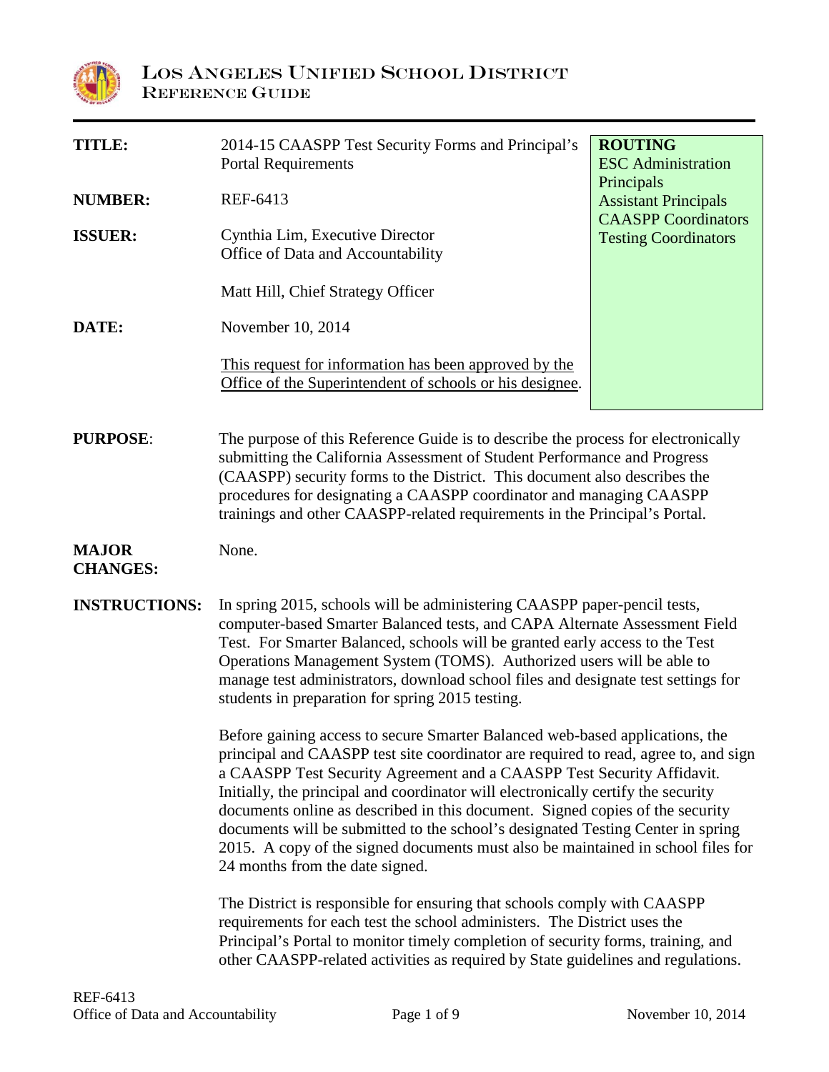# LOS ANGELES UNIFIED SCHOOL DISTRICT
## REFERENCE GUIDE

| | | |
|---|---|---|
| **TITLE:** | 2014-15 CAASPP Test Security Forms and Principal's Portal Requirements | **ROUTING**<br>ESC Administration<br>Principals<br>Assistant Principals<br>CAASPP Coordinators<br>Testing Coordinators |
| **NUMBER:** | REF-6413 | |
| **ISSUER:** | Cynthia Lim, Executive Director<br>Office of Data and Accountability<br><br>Matt Hill, Chief Strategy Officer | |
| **DATE:** | November 10, 2014<br><br><u>This request for information has been approved by the Office of the Superintendent of schools or his designee</u>. | |

**PURPOSE**: The purpose of this Reference Guide is to describe the process for electronically submitting the California Assessment of Student Performance and Progress (CAASPP) security forms to the District. This document also describes the procedures for designating a CAASPP coordinator and managing CAASPP trainings and other CAASPP-related requirements in the Principal's Portal.

**MAJOR CHANGES:** None.

**INSTRUCTIONS:** In spring 2015, schools will be administering CAASPP paper-pencil tests, computer-based Smarter Balanced tests, and CAPA Alternate Assessment Field Test. For Smarter Balanced, schools will be granted early access to the Test Operations Management System (TOMS). Authorized users will be able to manage test administrators, download school files and designate test settings for students in preparation for spring 2015 testing.

Before gaining access to secure Smarter Balanced web-based applications, the principal and CAASPP test site coordinator are required to read, agree to, and sign a CAASPP Test Security Agreement and a CAASPP Test Security Affidavit. Initially, the principal and coordinator will electronically certify the security documents online as described in this document. Signed copies of the security documents will be submitted to the school's designated Testing Center in spring 2015. A copy of the signed documents must also be maintained in school files for 24 months from the date signed.

The District is responsible for ensuring that schools comply with CAASPP requirements for each test the school administers. The District uses the Principal's Portal to monitor timely completion of security forms, training, and other CAASPP-related activities as required by State guidelines and regulations.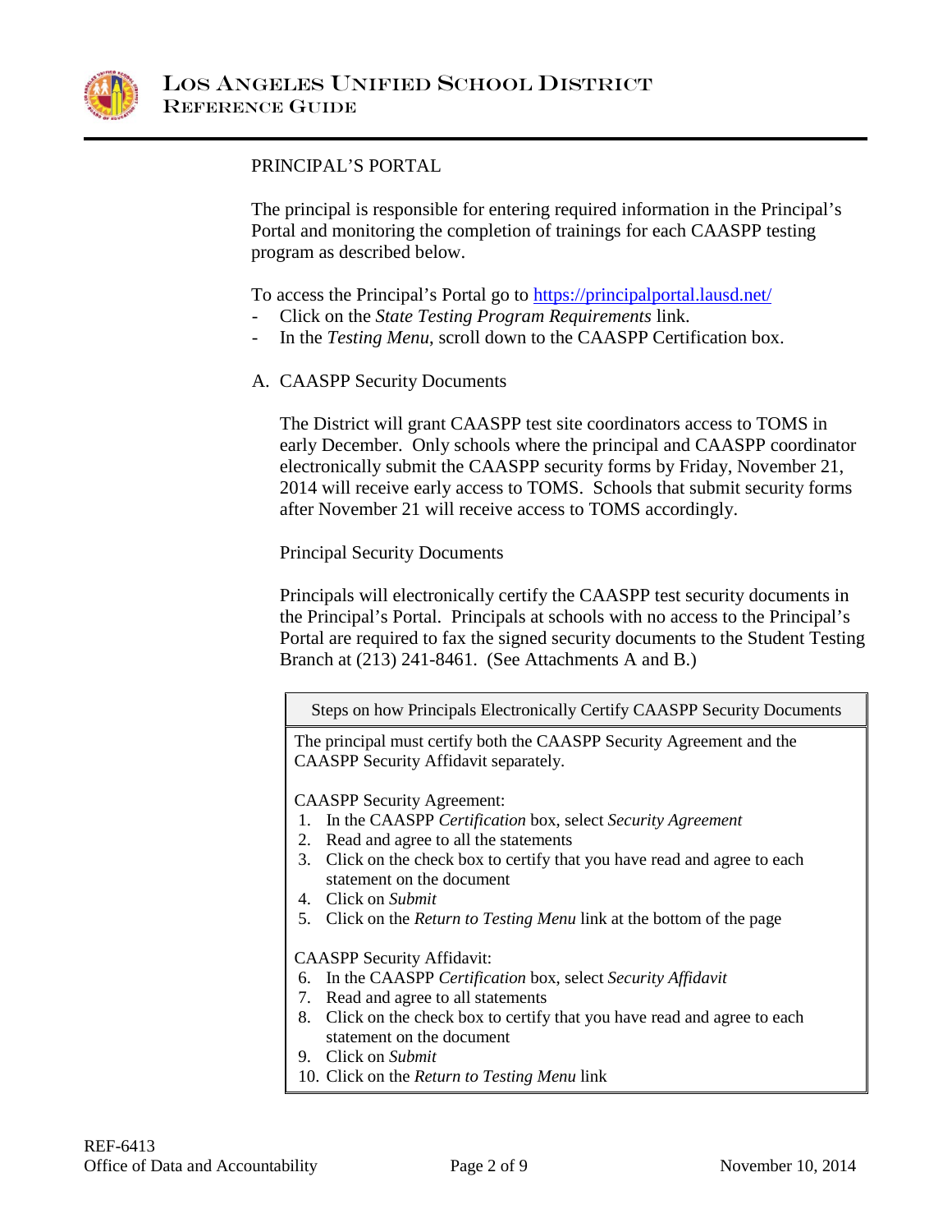## PRINCIPAL'S PORTAL

The principal is responsible for entering required information in the Principal's Portal and monitoring the completion of trainings for each CAASPP testing program as described below.

To access the Principal's Portal go to https://principalportal.lausd.net/

- Click on the *State Testing Program Requirements* link.
- In the *Testing Menu*, scroll down to the CAASPP Certification box.

### A. CAASPP Security Documents

The District will grant CAASPP test site coordinators access to TOMS in early December. Only schools where the principal and CAASPP coordinator electronically submit the CAASPP security forms by Friday, November 21, 2014 will receive early access to TOMS. Schools that submit security forms after November 21 will receive access to TOMS accordingly.

Principal Security Documents

Principals will electronically certify the CAASPP test security documents in the Principal's Portal. Principals at schools with no access to the Principal's Portal are required to fax the signed security documents to the Student Testing Branch at (213) 241-8461. (See Attachments A and B.)

| Steps on how Principals Electronically Certify CAASPP Security Documents |
|---|
| The principal must certify both the CAASPP Security Agreement and the CAASPP Security Affidavit separately.<br><br>CAASPP Security Agreement:<br>1. In the CAASPP *Certification* box, select *Security Agreement*<br>2. Read and agree to all the statements<br>3. Click on the check box to certify that you have read and agree to each statement on the document<br>4. Click on *Submit*<br>5. Click on the *Return to Testing Menu* link at the bottom of the page<br><br>CAASPP Security Affidavit:<br>6. In the CAASPP *Certification* box, select *Security Affidavit*<br>7. Read and agree to all statements<br>8. Click on the check box to certify that you have read and agree to each statement on the document<br>9. Click on *Submit*<br>10. Click on the *Return to Testing Menu* link |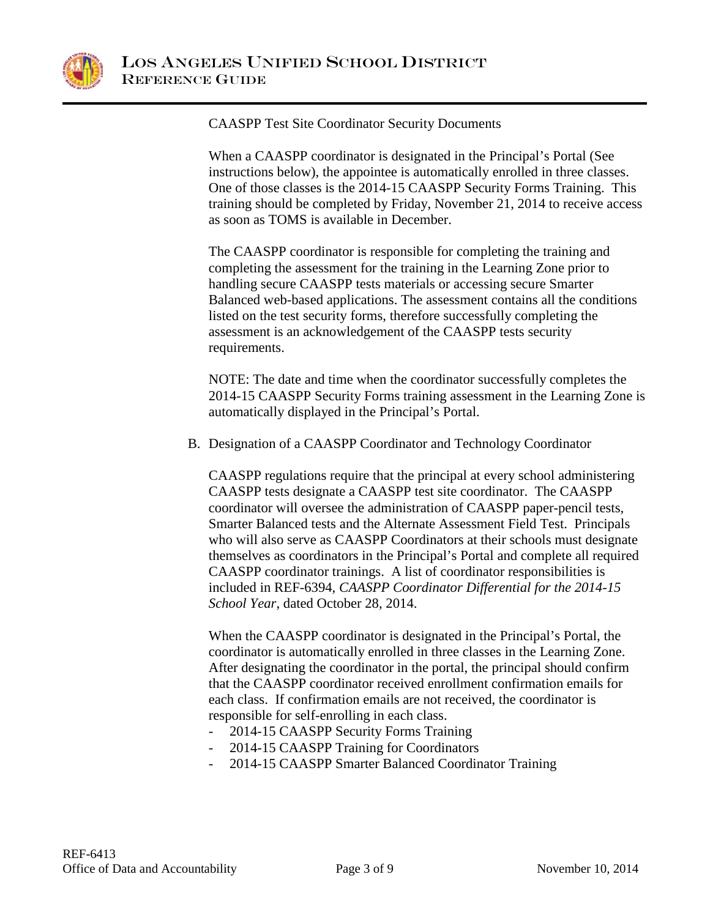CAASPP Test Site Coordinator Security Documents

When a CAASPP coordinator is designated in the Principal's Portal (See instructions below), the appointee is automatically enrolled in three classes. One of those classes is the 2014-15 CAASPP Security Forms Training. This training should be completed by Friday, November 21, 2014 to receive access as soon as TOMS is available in December.

The CAASPP coordinator is responsible for completing the training and completing the assessment for the training in the Learning Zone prior to handling secure CAASPP tests materials or accessing secure Smarter Balanced web-based applications. The assessment contains all the conditions listed on the test security forms, therefore successfully completing the assessment is an acknowledgement of the CAASPP tests security requirements.

NOTE: The date and time when the coordinator successfully completes the 2014-15 CAASPP Security Forms training assessment in the Learning Zone is automatically displayed in the Principal's Portal.

B. Designation of a CAASPP Coordinator and Technology Coordinator

CAASPP regulations require that the principal at every school administering CAASPP tests designate a CAASPP test site coordinator. The CAASPP coordinator will oversee the administration of CAASPP paper-pencil tests, Smarter Balanced tests and the Alternate Assessment Field Test. Principals who will also serve as CAASPP Coordinators at their schools must designate themselves as coordinators in the Principal's Portal and complete all required CAASPP coordinator trainings. A list of coordinator responsibilities is included in REF-6394, *CAASPP Coordinator Differential for the 2014-15 School Year*, dated October 28, 2014.

When the CAASPP coordinator is designated in the Principal's Portal, the coordinator is automatically enrolled in three classes in the Learning Zone. After designating the coordinator in the portal, the principal should confirm that the CAASPP coordinator received enrollment confirmation emails for each class. If confirmation emails are not received, the coordinator is responsible for self-enrolling in each class.

- 2014-15 CAASPP Security Forms Training
- 2014-15 CAASPP Training for Coordinators
- 2014-15 CAASPP Smarter Balanced Coordinator Training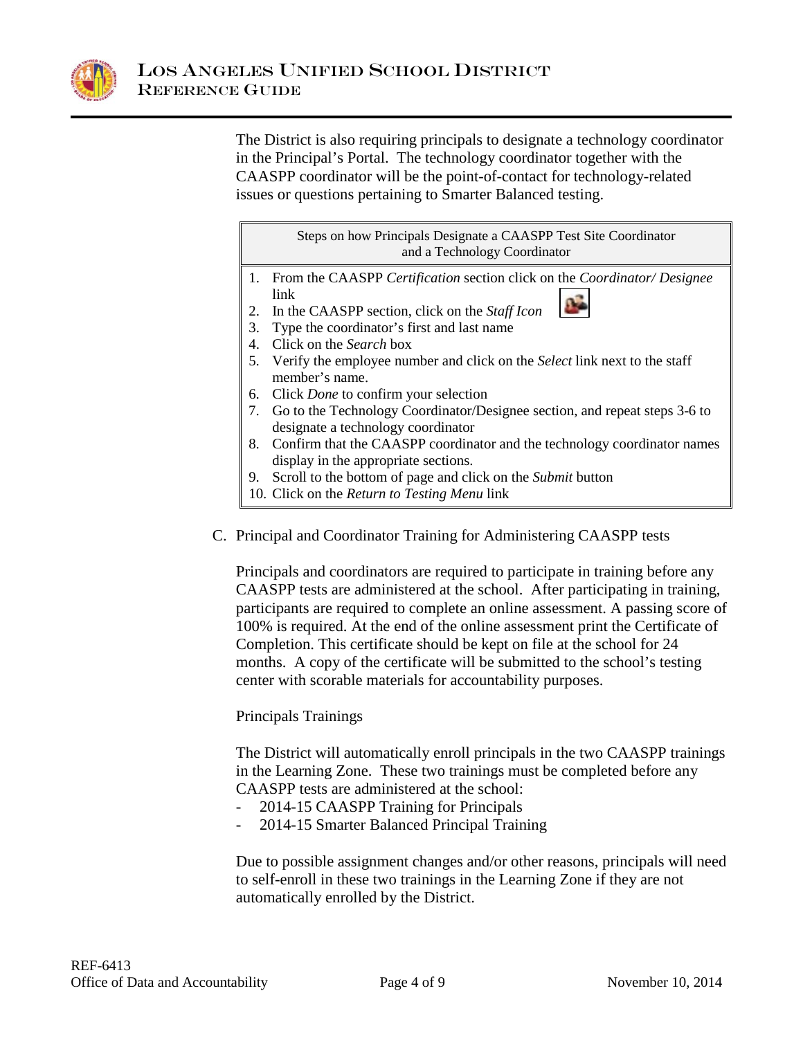The District is also requiring principals to designate a technology coordinator in the Principal's Portal. The technology coordinator together with the CAASPP coordinator will be the point-of-contact for technology-related issues or questions pertaining to Smarter Balanced testing.

| Steps on how Principals Designate a CAASPP Test Site Coordinator and a Technology Coordinator |
|---|
| 1. From the CAASPP *Certification* section click on the *Coordinator/ Designee* link<br>2. In the CAASPP section, click on the *Staff Icon*<br>3. Type the coordinator's first and last name<br>4. Click on the *Search* box<br>5. Verify the employee number and click on the *Select* link next to the staff member's name.<br>6. Click *Done* to confirm your selection<br>7. Go to the Technology Coordinator/Designee section, and repeat steps 3-6 to designate a technology coordinator<br>8. Confirm that the CAASPP coordinator and the technology coordinator names display in the appropriate sections.<br>9. Scroll to the bottom of page and click on the *Submit* button<br>10. Click on the *Return to Testing Menu* link |

C. Principal and Coordinator Training for Administering CAASPP tests

Principals and coordinators are required to participate in training before any CAASPP tests are administered at the school. After participating in training, participants are required to complete an online assessment. A passing score of 100% is required. At the end of the online assessment print the Certificate of Completion. This certificate should be kept on file at the school for 24 months. A copy of the certificate will be submitted to the school's testing center with scorable materials for accountability purposes.

Principals Trainings

The District will automatically enroll principals in the two CAASPP trainings in the Learning Zone. These two trainings must be completed before any CAASPP tests are administered at the school:

- 2014-15 CAASPP Training for Principals
- 2014-15 Smarter Balanced Principal Training

Due to possible assignment changes and/or other reasons, principals will need to self-enroll in these two trainings in the Learning Zone if they are not automatically enrolled by the District.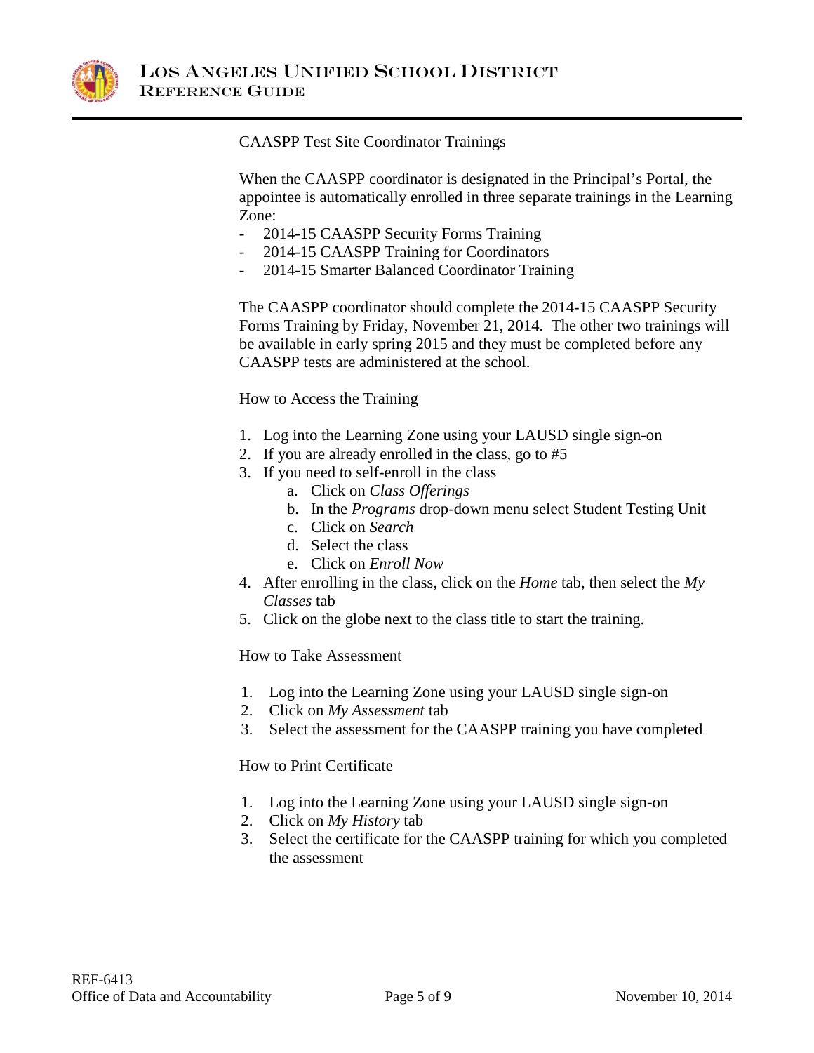CAASPP Test Site Coordinator Trainings

When the CAASPP coordinator is designated in the Principal's Portal, the appointee is automatically enrolled in three separate trainings in the Learning Zone:

- 2014-15 CAASPP Security Forms Training
- 2014-15 CAASPP Training for Coordinators
- 2014-15 Smarter Balanced Coordinator Training

The CAASPP coordinator should complete the 2014-15 CAASPP Security Forms Training by Friday, November 21, 2014. The other two trainings will be available in early spring 2015 and they must be completed before any CAASPP tests are administered at the school.

How to Access the Training

1. Log into the Learning Zone using your LAUSD single sign-on
2. If you are already enrolled in the class, go to #5
3. If you need to self-enroll in the class
   a. Click on *Class Offerings*
   b. In the *Programs* drop-down menu select Student Testing Unit
   c. Click on *Search*
   d. Select the class
   e. Click on *Enroll Now*
4. After enrolling in the class, click on the *Home* tab, then select the *My Classes* tab
5. Click on the globe next to the class title to start the training.

How to Take Assessment

1. Log into the Learning Zone using your LAUSD single sign-on
2. Click on *My Assessment* tab
3. Select the assessment for the CAASPP training you have completed

How to Print Certificate

1. Log into the Learning Zone using your LAUSD single sign-on
2. Click on *My History* tab
3. Select the certificate for the CAASPP training for which you completed the assessment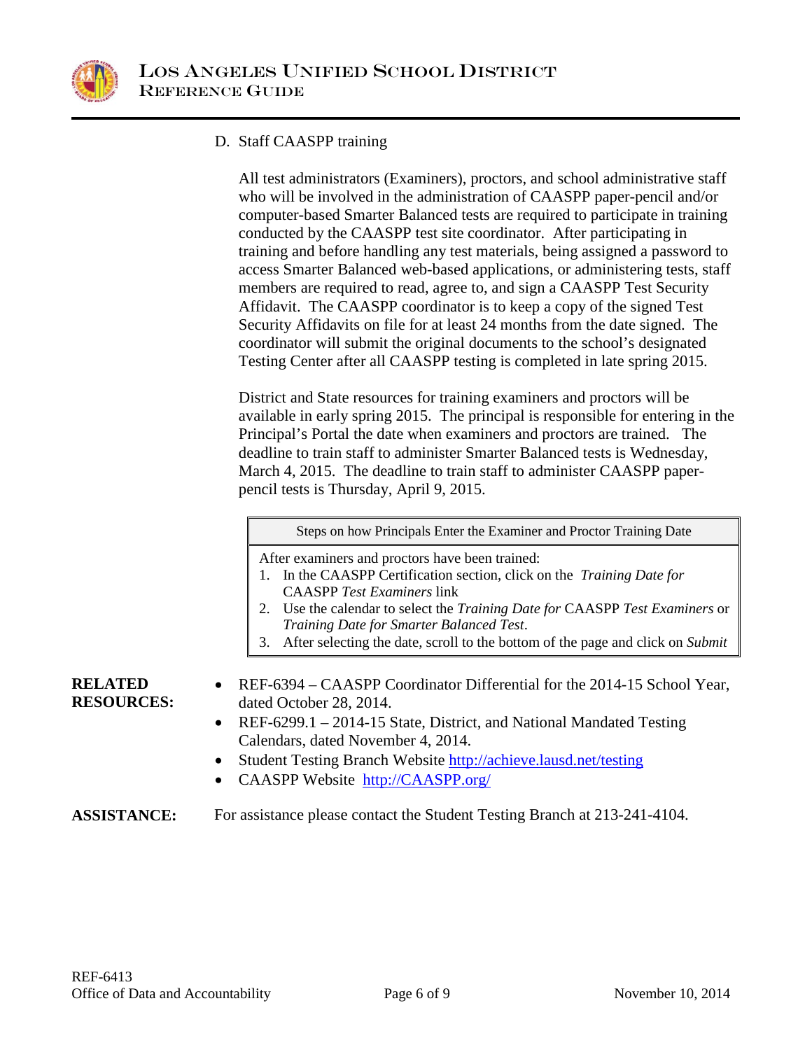D. Staff CAASPP training

All test administrators (Examiners), proctors, and school administrative staff who will be involved in the administration of CAASPP paper-pencil and/or computer-based Smarter Balanced tests are required to participate in training conducted by the CAASPP test site coordinator. After participating in training and before handling any test materials, being assigned a password to access Smarter Balanced web-based applications, or administering tests, staff members are required to read, agree to, and sign a CAASPP Test Security Affidavit. The CAASPP coordinator is to keep a copy of the signed Test Security Affidavits on file for at least 24 months from the date signed. The coordinator will submit the original documents to the school's designated Testing Center after all CAASPP testing is completed in late spring 2015.

District and State resources for training examiners and proctors will be available in early spring 2015. The principal is responsible for entering in the Principal's Portal the date when examiners and proctors are trained. The deadline to train staff to administer Smarter Balanced tests is Wednesday, March 4, 2015. The deadline to train staff to administer CAASPP paper-pencil tests is Thursday, April 9, 2015.

| Steps on how Principals Enter the Examiner and Proctor Training Date |
|---|
| After examiners and proctors have been trained:<br>1. In the CAASPP Certification section, click on the *Training Date for* CAASPP *Test Examiners* link<br>2. Use the calendar to select the *Training Date for* CAASPP *Test Examiners* or *Training Date for Smarter Balanced Test*.<br>3. After selecting the date, scroll to the bottom of the page and click on *Submit* |

**RELATED RESOURCES:**

- REF-6394 – CAASPP Coordinator Differential for the 2014-15 School Year, dated October 28, 2014.
- REF-6299.1 – 2014-15 State, District, and National Mandated Testing Calendars, dated November 4, 2014.
- Student Testing Branch Website http://achieve.lausd.net/testing
- CAASPP Website http://CAASPP.org/

**ASSISTANCE:** For assistance please contact the Student Testing Branch at 213-241-4104.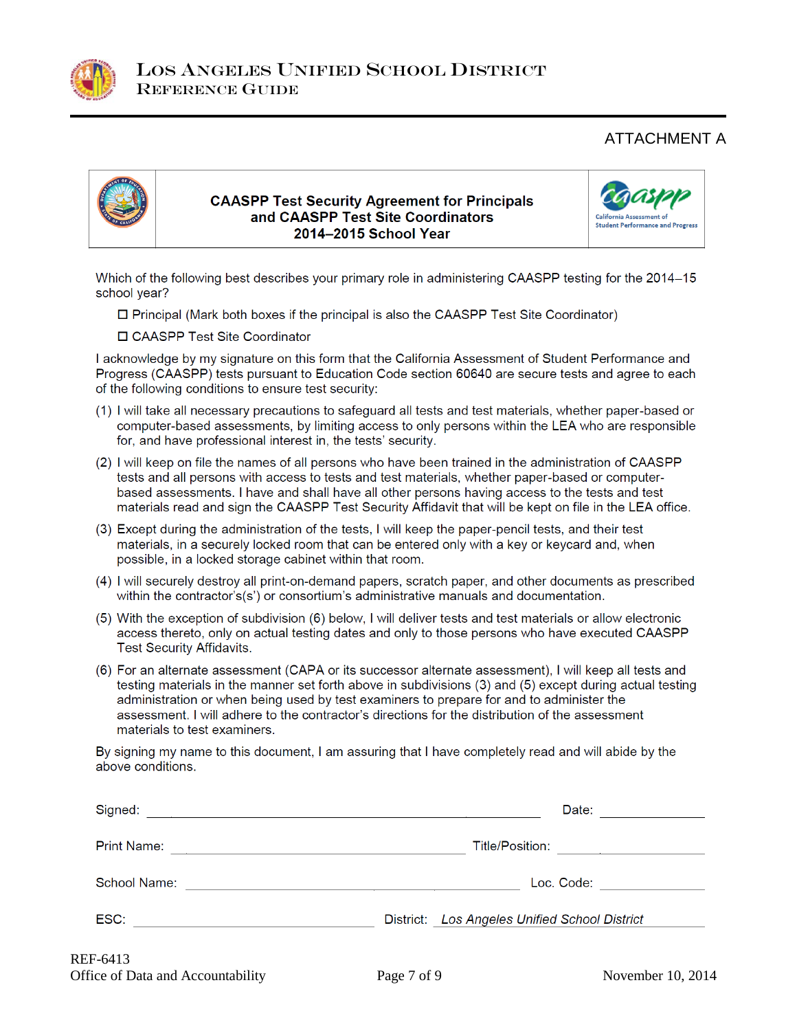ATTACHMENT A

## CAASPP Test Security Agreement for Principals and CAASPP Test Site Coordinators 2014–2015 School Year

Which of the following best describes your primary role in administering CAASPP testing for the 2014–15 school year?

- ☐ Principal (Mark both boxes if the principal is also the CAASPP Test Site Coordinator)
- ☐ CAASPP Test Site Coordinator

I acknowledge by my signature on this form that the California Assessment of Student Performance and Progress (CAASPP) tests pursuant to Education Code section 60640 are secure tests and agree to each of the following conditions to ensure test security:

(1) I will take all necessary precautions to safeguard all tests and test materials, whether paper-based or computer-based assessments, by limiting access to only persons within the LEA who are responsible for, and have professional interest in, the tests' security.

(2) I will keep on file the names of all persons who have been trained in the administration of CAASPP tests and all persons with access to tests and test materials, whether paper-based or computer-based assessments. I have and shall have all other persons having access to the tests and test materials read and sign the CAASPP Test Security Affidavit that will be kept on file in the LEA office.

(3) Except during the administration of the tests, I will keep the paper-pencil tests, and their test materials, in a securely locked room that can be entered only with a key or keycard and, when possible, in a locked storage cabinet within that room.

(4) I will securely destroy all print-on-demand papers, scratch paper, and other documents as prescribed within the contractor's(s') or consortium's administrative manuals and documentation.

(5) With the exception of subdivision (6) below, I will deliver tests and test materials or allow electronic access thereto, only on actual testing dates and only to those persons who have executed CAASPP Test Security Affidavits.

(6) For an alternate assessment (CAPA or its successor alternate assessment), I will keep all tests and testing materials in the manner set forth above in subdivisions (3) and (5) except during actual testing administration or when being used by test examiners to prepare for and to administer the assessment. I will adhere to the contractor's directions for the distribution of the assessment materials to test examiners.

By signing my name to this document, I am assuring that I have completely read and will abide by the above conditions.

Signed: ______________________________ Date: ______________

Print Name: ______________________________ Title/Position: ______________

School Name: ______________________________ Loc. Code: ______________

ESC: ______________________________ District: *Los Angeles Unified School District*

REF-6413
Office of Data and Accountability
November 10, 2014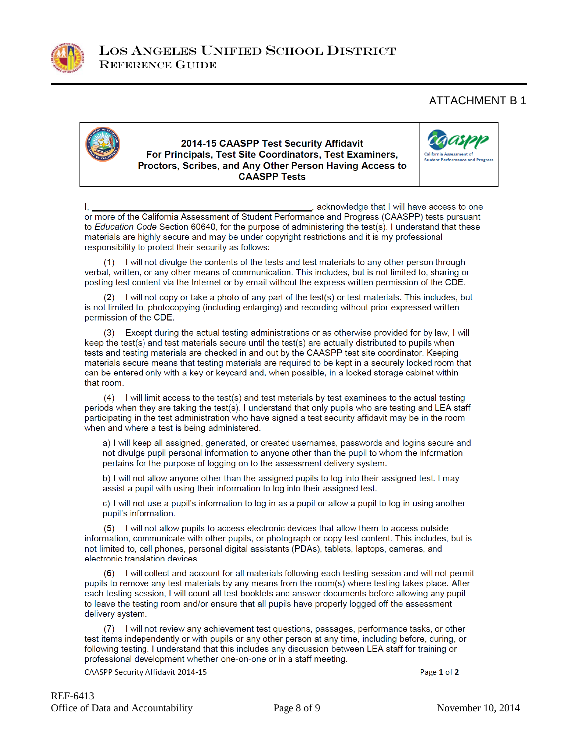ATTACHMENT B 1

**2014-15 CAASPP Test Security Affidavit**
**For Principals, Test Site Coordinators, Test Examiners, Proctors, Scribes, and Any Other Person Having Access to CAASPP Tests**

I, ________________________________________, acknowledge that I will have access to one or more of the California Assessment of Student Performance and Progress (CAASPP) tests pursuant to *Education Code* Section 60640, for the purpose of administering the test(s). I understand that these materials are highly secure and may be under copyright restrictions and it is my professional responsibility to protect their security as follows:

(1) I will not divulge the contents of the tests and test materials to any other person through verbal, written, or any other means of communication. This includes, but is not limited to, sharing or posting test content via the Internet or by email without the express written permission of the CDE.

(2) I will not copy or take a photo of any part of the test(s) or test materials. This includes, but is not limited to, photocopying (including enlarging) and recording without prior expressed written permission of the CDE.

(3) Except during the actual testing administrations or as otherwise provided for by law, I will keep the test(s) and test materials secure until the test(s) are actually distributed to pupils when tests and testing materials are checked in and out by the CAASPP test site coordinator. Keeping materials secure means that testing materials are required to be kept in a securely locked room that can be entered only with a key or keycard and, when possible, in a locked storage cabinet within that room.

(4) I will limit access to the test(s) and test materials by test examinees to the actual testing periods when they are taking the test(s). I understand that only pupils who are testing and LEA staff participating in the test administration who have signed a test security affidavit may be in the room when and where a test is being administered.

a) I will keep all assigned, generated, or created usernames, passwords and logins secure and not divulge pupil personal information to anyone other than the pupil to whom the information pertains for the purpose of logging on to the assessment delivery system.

b) I will not allow anyone other than the assigned pupils to log into their assigned test. I may assist a pupil with using their information to log into their assigned test.

c) I will not use a pupil's information to log in as a pupil or allow a pupil to log in using another pupil's information.

(5) I will not allow pupils to access electronic devices that allow them to access outside information, communicate with other pupils, or photograph or copy test content. This includes, but is not limited to, cell phones, personal digital assistants (PDAs), tablets, laptops, cameras, and electronic translation devices.

(6) I will collect and account for all materials following each testing session and will not permit pupils to remove any test materials by any means from the room(s) where testing takes place. After each testing session, I will count all test booklets and answer documents before allowing any pupil to leave the testing room and/or ensure that all pupils have properly logged off the assessment delivery system.

(7) I will not review any achievement test questions, passages, performance tasks, or other test items independently or with pupils or any other person at any time, including before, during, or following testing. I understand that this includes any discussion between LEA staff for training or professional development whether one-on-one or in a staff meeting.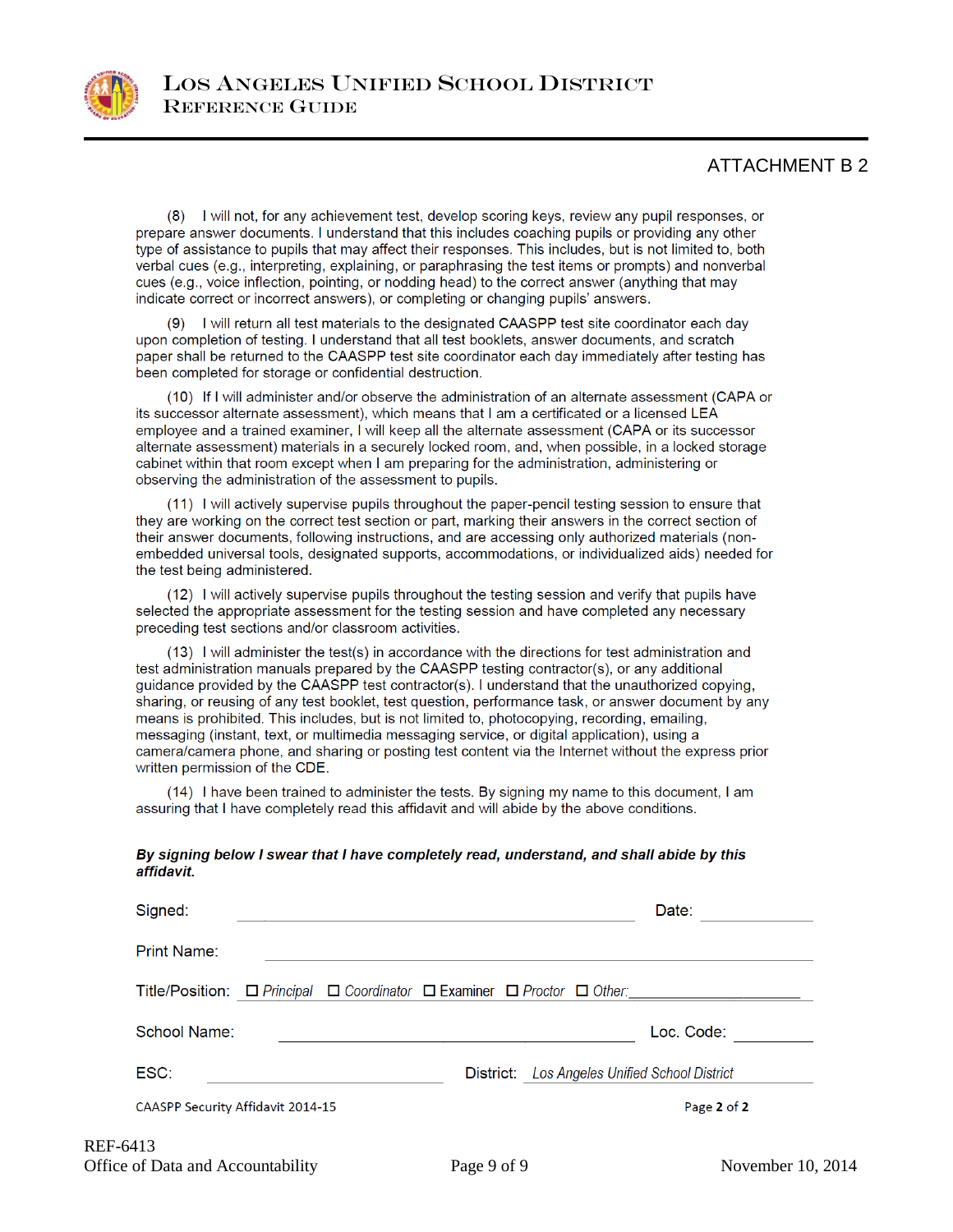ATTACHMENT B 2

(8) I will not, for any achievement test, develop scoring keys, review any pupil responses, or prepare answer documents. I understand that this includes coaching pupils or providing any other type of assistance to pupils that may affect their responses. This includes, but is not limited to, both verbal cues (e.g., interpreting, explaining, or paraphrasing the test items or prompts) and nonverbal cues (e.g., voice inflection, pointing, or nodding head) to the correct answer (anything that may indicate correct or incorrect answers), or completing or changing pupils' answers.

(9) I will return all test materials to the designated CAASPP test site coordinator each day upon completion of testing. I understand that all test booklets, answer documents, and scratch paper shall be returned to the CAASPP test site coordinator each day immediately after testing has been completed for storage or confidential destruction.

(10) If I will administer and/or observe the administration of an alternate assessment (CAPA or its successor alternate assessment), which means that I am a certificated or a licensed LEA employee and a trained examiner, I will keep all the alternate assessment (CAPA or its successor alternate assessment) materials in a securely locked room, and, when possible, in a locked storage cabinet within that room except when I am preparing for the administration, administering or observing the administration of the assessment to pupils.

(11) I will actively supervise pupils throughout the paper-pencil testing session to ensure that they are working on the correct test section or part, marking their answers in the correct section of their answer documents, following instructions, and are accessing only authorized materials (non-embedded universal tools, designated supports, accommodations, or individualized aids) needed for the test being administered.

(12) I will actively supervise pupils throughout the testing session and verify that pupils have selected the appropriate assessment for the testing session and have completed any necessary preceding test sections and/or classroom activities.

(13) I will administer the test(s) in accordance with the directions for test administration and test administration manuals prepared by the CAASPP testing contractor(s), or any additional guidance provided by the CAASPP test contractor(s). I understand that the unauthorized copying, sharing, or reusing of any test booklet, test question, performance task, or answer document by any means is prohibited. This includes, but is not limited to, photocopying, recording, emailing, messaging (instant, text, or multimedia messaging service, or digital application), using a camera/camera phone, and sharing or posting test content via the Internet without the express prior written permission of the CDE.

(14) I have been trained to administer the tests. By signing my name to this document, I am assuring that I have completely read this affidavit and will abide by the above conditions.

***By signing below I swear that I have completely read, understand, and shall abide by this affidavit.***

Signed: ______________________________ Date: __________

Print Name: ______________________________

Title/Position: ☐ *Principal* ☐ *Coordinator* ☐ Examiner ☐ *Proctor* ☐ *Other:* ______________

School Name: ______________________________ Loc. Code: __________

ESC: ____________________ District: *Los Angeles Unified School District*

CAASPP Security Affidavit 2014-15

REF-6413
Office of Data and Accountability
November 10, 2014